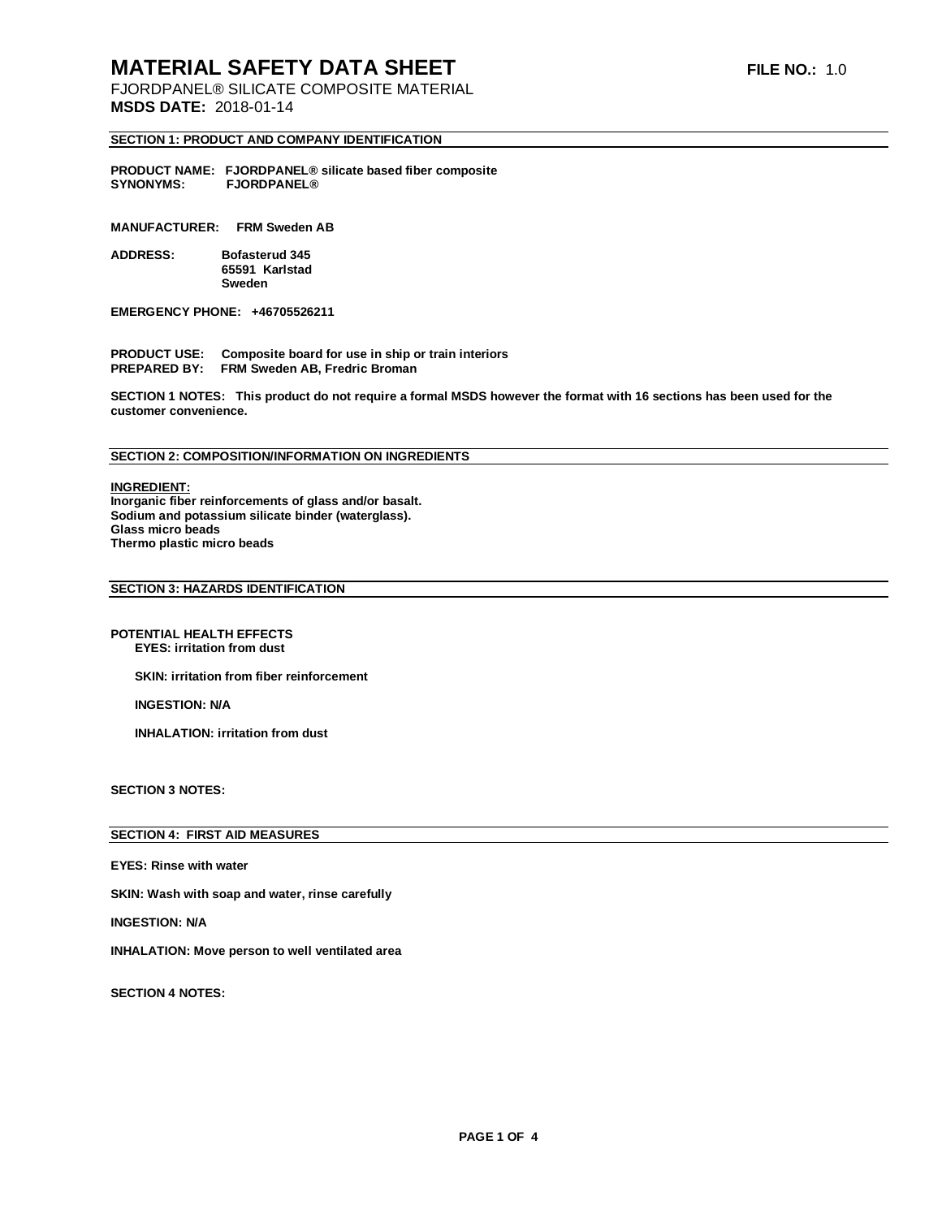# MATERIAL SAFETY DATA SHEET

**FILE NO.:** 1.0

FJORDPANEL® SILICATE COMPOSITE MATERIAL

**MSDS DATE:** 2018-01-14

## SECTION 1: PRODUCT AND COMPANY IDENTIFICATION

**PRODUCT NAME: FJORDPANEL® silicate based fiber composite**
**SYNONYMS: FJORDPANEL®**

**MANUFACTURER: FRM Sweden AB**

**ADDRESS: Bofasterud 345**
**65591 Karlstad**
**Sweden**

**EMERGENCY PHONE: +46705526211**

**PRODUCT USE: Composite board for use in ship or train interiors**
**PREPARED BY: FRM Sweden AB, Fredric Broman**

**SECTION 1 NOTES: This product do not require a formal MSDS however the format with 16 sections has been used for the customer convenience.**

## SECTION 2: COMPOSITION/INFORMATION ON INGREDIENTS

**INGREDIENT:**

**Inorganic fiber reinforcements of glass and/or basalt.**
**Sodium and potassium silicate binder (waterglass).**
**Glass micro beads**
**Thermo plastic micro beads**

## SECTION 3: HAZARDS IDENTIFICATION

**POTENTIAL HEALTH EFFECTS**

**EYES: irritation from dust**

**SKIN: irritation from fiber reinforcement**

**INGESTION: N/A**

**INHALATION: irritation from dust**

**SECTION 3 NOTES:**

## SECTION 4: FIRST AID MEASURES

**EYES: Rinse with water**

**SKIN: Wash with soap and water, rinse carefully**

**INGESTION: N/A**

**INHALATION: Move person to well ventilated area**

**SECTION 4 NOTES:**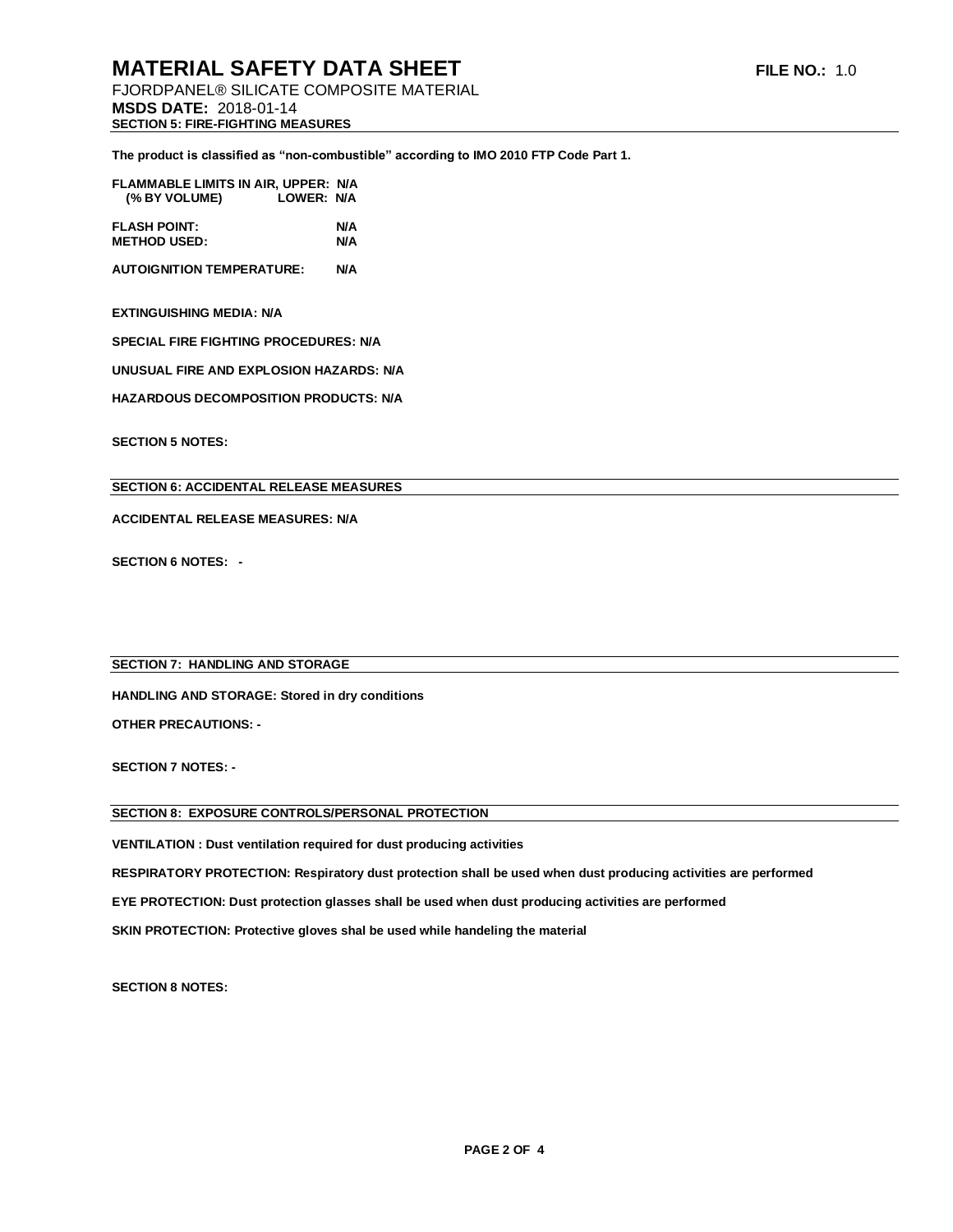# MATERIAL SAFETY DATA SHEET

**FILE NO.:** 1.0

FJORDPANEL® SILICATE COMPOSITE MATERIAL

**MSDS DATE:** 2018-01-14

## SECTION 5: FIRE-FIGHTING MEASURES

**The product is classified as "non-combustible" according to IMO 2010 FTP Code Part 1.**

**FLAMMABLE LIMITS IN AIR, UPPER: N/A**
**(% BY VOLUME) LOWER: N/A**

**FLASH POINT:** N/A
**METHOD USED:** N/A

**AUTOIGNITION TEMPERATURE:** N/A

**EXTINGUISHING MEDIA: N/A**

**SPECIAL FIRE FIGHTING PROCEDURES: N/A**

**UNUSUAL FIRE AND EXPLOSION HAZARDS: N/A**

**HAZARDOUS DECOMPOSITION PRODUCTS: N/A**

**SECTION 5 NOTES:**

## SECTION 6: ACCIDENTAL RELEASE MEASURES

**ACCIDENTAL RELEASE MEASURES: N/A**

**SECTION 6 NOTES: -**

## SECTION 7: HANDLING AND STORAGE

**HANDLING AND STORAGE: Stored in dry conditions**

**OTHER PRECAUTIONS: -**

**SECTION 7 NOTES: -**

## SECTION 8: EXPOSURE CONTROLS/PERSONAL PROTECTION

**VENTILATION : Dust ventilation required for dust producing activities**

**RESPIRATORY PROTECTION: Respiratory dust protection shall be used when dust producing activities are performed**

**EYE PROTECTION: Dust protection glasses shall be used when dust producing activities are performed**

**SKIN PROTECTION: Protective gloves shal be used while handeling the material**

**SECTION 8 NOTES:**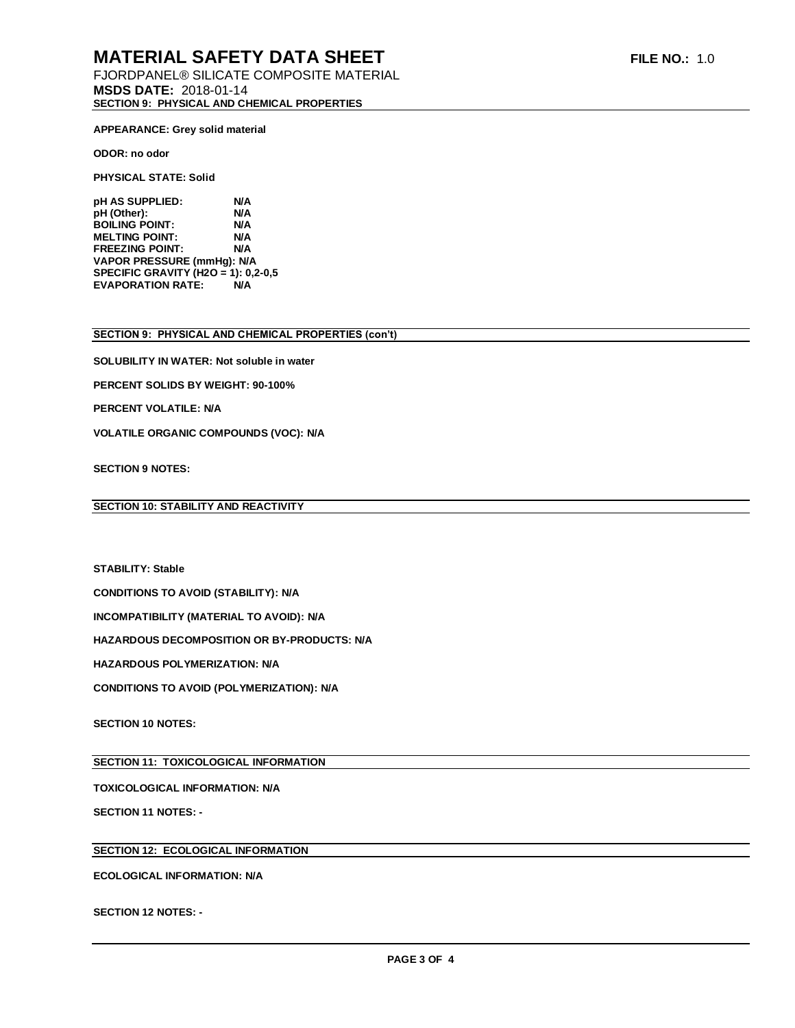# MATERIAL SAFETY DATA SHEET

**FILE NO.:** 1.0

FJORDPANEL® SILICATE COMPOSITE MATERIAL

**MSDS DATE:** 2018-01-14

## SECTION 9: PHYSICAL AND CHEMICAL PROPERTIES

**APPEARANCE: Grey solid material**

**ODOR: no odor**

**PHYSICAL STATE: Solid**

| | |
|---|---|
| **pH AS SUPPLIED:** | **N/A** |
| **pH (Other):** | **N/A** |
| **BOILING POINT:** | **N/A** |
| **MELTING POINT:** | **N/A** |
| **FREEZING POINT:** | **N/A** |
| **VAPOR PRESSURE (mmHg):** | **N/A** |
| **SPECIFIC GRAVITY ($H_2O$ = 1):** | **0,2-0,5** |
| **EVAPORATION RATE:** | **N/A** |

## SECTION 9: PHYSICAL AND CHEMICAL PROPERTIES (con't)

**SOLUBILITY IN WATER: Not soluble in water**

**PERCENT SOLIDS BY WEIGHT: 90-100%**

**PERCENT VOLATILE: N/A**

**VOLATILE ORGANIC COMPOUNDS (VOC): N/A**

**SECTION 9 NOTES:**

## SECTION 10: STABILITY AND REACTIVITY

**STABILITY: Stable**

**CONDITIONS TO AVOID (STABILITY): N/A**

**INCOMPATIBILITY (MATERIAL TO AVOID): N/A**

**HAZARDOUS DECOMPOSITION OR BY-PRODUCTS: N/A**

**HAZARDOUS POLYMERIZATION: N/A**

**CONDITIONS TO AVOID (POLYMERIZATION): N/A**

**SECTION 10 NOTES:**

## SECTION 11: TOXICOLOGICAL INFORMATION

**TOXICOLOGICAL INFORMATION: N/A**

**SECTION 11 NOTES: -**

## SECTION 12: ECOLOGICAL INFORMATION

**ECOLOGICAL INFORMATION: N/A**

**SECTION 12 NOTES: -**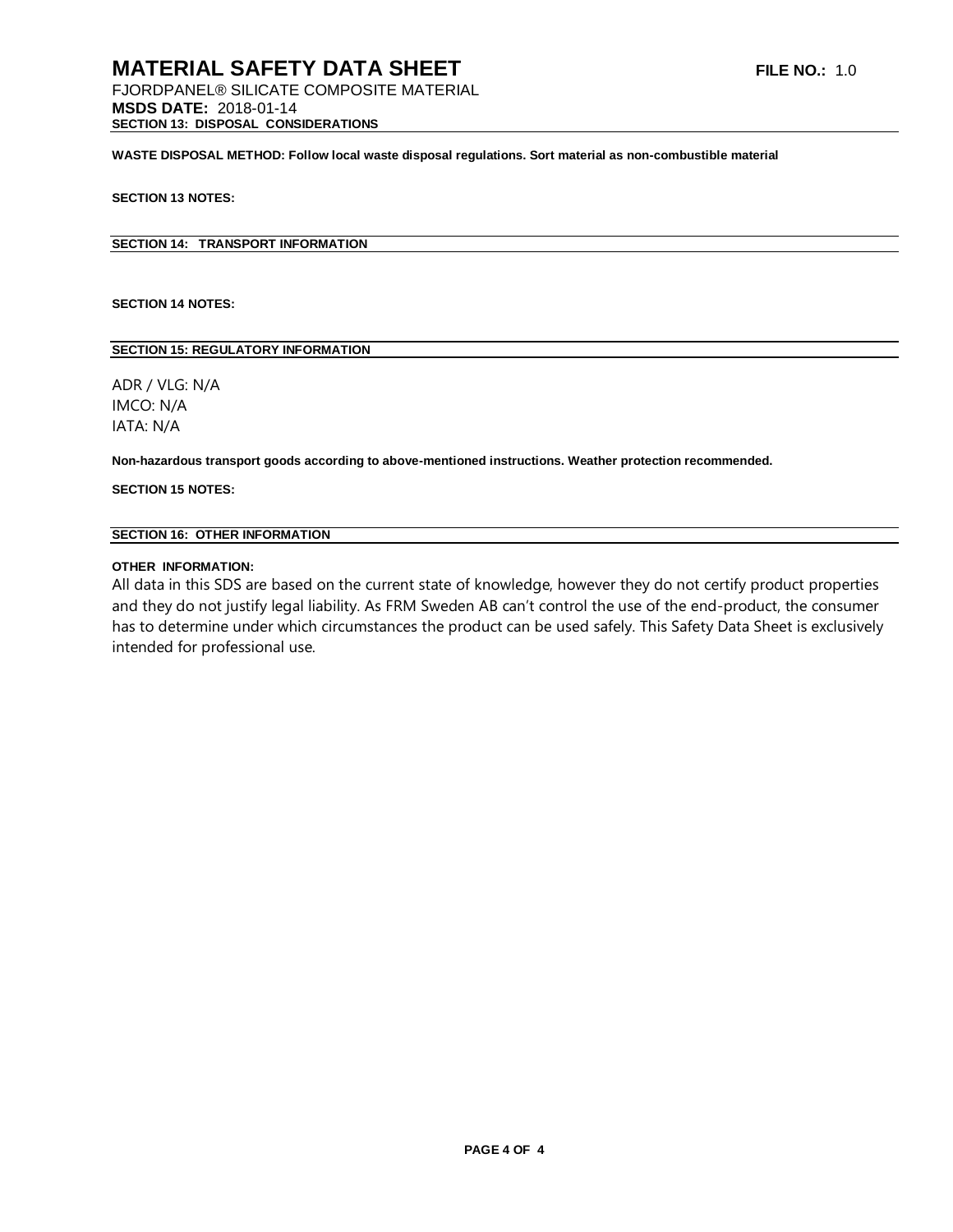## SECTION 13: DISPOSAL CONSIDERATIONS

**WASTE DISPOSAL METHOD: Follow local waste disposal regulations. Sort material as non-combustible material**

**SECTION 13 NOTES:**

## SECTION 14: TRANSPORT INFORMATION

**SECTION 14 NOTES:**

## SECTION 15: REGULATORY INFORMATION

ADR / VLG: N/A
IMCO: N/A
IATA: N/A

**Non-hazardous transport goods according to above-mentioned instructions. Weather protection recommended.**

**SECTION 15 NOTES:**

## SECTION 16: OTHER INFORMATION

**OTHER INFORMATION:**

All data in this SDS are based on the current state of knowledge, however they do not certify product properties and they do not justify legal liability. As FRM Sweden AB can't control the use of the end-product, the consumer has to determine under which circumstances the product can be used safely. This Safety Data Sheet is exclusively intended for professional use.